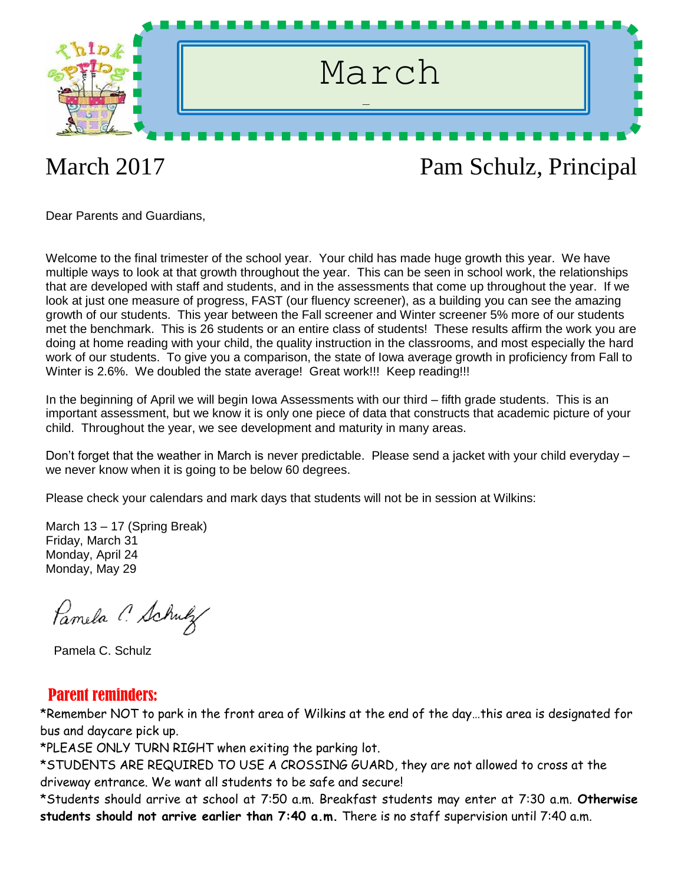# March

March 2017 Pam Schulz, Principal

Dear Parents and Guardians,

Welcome to the final trimester of the school year. Your child has made huge growth this year. We have multiple ways to look at that growth throughout the year. This can be seen in school work, the relationships that are developed with staff and students, and in the assessments that come up throughout the year. If we look at just one measure of progress, FAST (our fluency screener), as a building you can see the amazing growth of our students. This year between the Fall screener and Winter screener 5% more of our students met the benchmark. This is 26 students or an entire class of students! These results affirm the work you are doing at home reading with your child, the quality instruction in the classrooms, and most especially the hard work of our students. To give you a comparison, the state of Iowa average growth in proficiency from Fall to Winter is 2.6%. We doubled the state average! Great work!!! Keep reading!!!

In the beginning of April we will begin Iowa Assessments with our third – fifth grade students. This is an important assessment, but we know it is only one piece of data that constructs that academic picture of your child. Throughout the year, we see development and maturity in many areas.

Don't forget that the weather in March is never predictable. Please send a jacket with your child everyday – we never know when it is going to be below 60 degrees.

Please check your calendars and mark days that students will not be in session at Wilkins:

March 13 – 17 (Spring Break)
Friday, March 31
Monday, April 24
Monday, May 29

Pamela C. Schulz

Pamela C. Schulz

## Parent reminders:

*Remember NOT to park in the front area of Wilkins at the end of the day…this area is designated for bus and daycare pick up.

*PLEASE ONLY TURN RIGHT when exiting the parking lot.

*STUDENTS ARE REQUIRED TO USE A CROSSING GUARD, they are not allowed to cross at the driveway entrance. We want all students to be safe and secure!

*Students should arrive at school at 7:50 a.m. Breakfast students may enter at 7:30 a.m. **Otherwise students should not arrive earlier than 7:40 a.m.** There is no staff supervision until 7:40 a.m.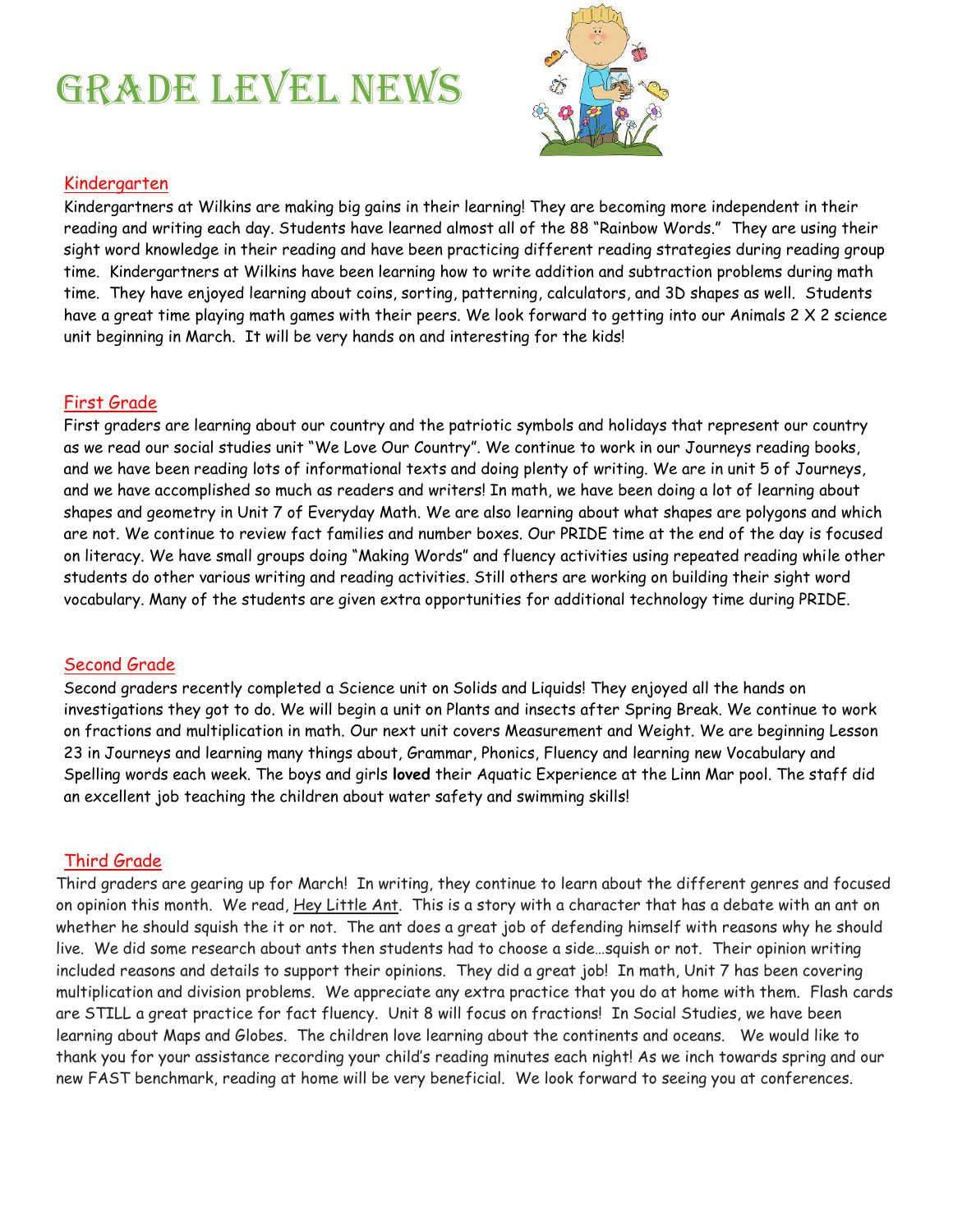# Grade Level News

## Kindergarten

Kindergartners at Wilkins are making big gains in their learning! They are becoming more independent in their reading and writing each day. Students have learned almost all of the 88 "Rainbow Words." They are using their sight word knowledge in their reading and have been practicing different reading strategies during reading group time. Kindergartners at Wilkins have been learning how to write addition and subtraction problems during math time. They have enjoyed learning about coins, sorting, patterning, calculators, and 3D shapes as well. Students have a great time playing math games with their peers. We look forward to getting into our Animals 2 X 2 science unit beginning in March. It will be very hands on and interesting for the kids!

## First Grade

First graders are learning about our country and the patriotic symbols and holidays that represent our country as we read our social studies unit "We Love Our Country". We continue to work in our Journeys reading books, and we have been reading lots of informational texts and doing plenty of writing. We are in unit 5 of Journeys, and we have accomplished so much as readers and writers! In math, we have been doing a lot of learning about shapes and geometry in Unit 7 of Everyday Math. We are also learning about what shapes are polygons and which are not. We continue to review fact families and number boxes. Our PRIDE time at the end of the day is focused on literacy. We have small groups doing "Making Words" and fluency activities using repeated reading while other students do other various writing and reading activities. Still others are working on building their sight word vocabulary. Many of the students are given extra opportunities for additional technology time during PRIDE.

## Second Grade

Second graders recently completed a Science unit on Solids and Liquids! They enjoyed all the hands on investigations they got to do. We will begin a unit on Plants and insects after Spring Break. We continue to work on fractions and multiplication in math. Our next unit covers Measurement and Weight. We are beginning Lesson 23 in Journeys and learning many things about, Grammar, Phonics, Fluency and learning new Vocabulary and Spelling words each week. The boys and girls **loved** their Aquatic Experience at the Linn Mar pool. The staff did an excellent job teaching the children about water safety and swimming skills!

## Third Grade

Third graders are gearing up for March! In writing, they continue to learn about the different genres and focused on opinion this month. We read, Hey Little Ant. This is a story with a character that has a debate with an ant on whether he should squish the it or not. The ant does a great job of defending himself with reasons why he should live. We did some research about ants then students had to choose a side…squish or not. Their opinion writing included reasons and details to support their opinions. They did a great job! In math, Unit 7 has been covering multiplication and division problems. We appreciate any extra practice that you do at home with them. Flash cards are STILL a great practice for fact fluency. Unit 8 will focus on fractions! In Social Studies, we have been learning about Maps and Globes. The children love learning about the continents and oceans. We would like to thank you for your assistance recording your child's reading minutes each night! As we inch towards spring and our new FAST benchmark, reading at home will be very beneficial. We look forward to seeing you at conferences.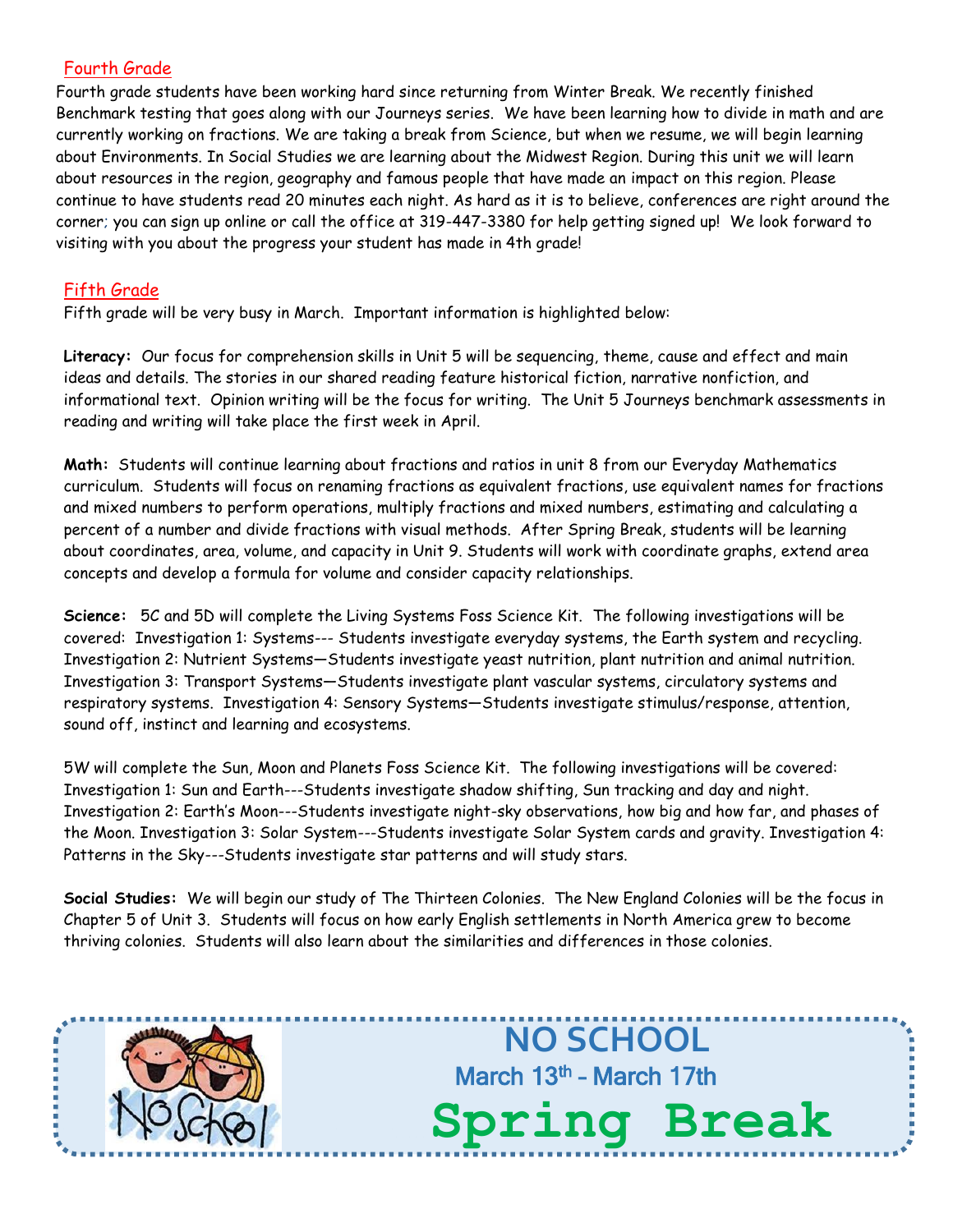## Fourth Grade

Fourth grade students have been working hard since returning from Winter Break. We recently finished Benchmark testing that goes along with our Journeys series. We have been learning how to divide in math and are currently working on fractions. We are taking a break from Science, but when we resume, we will begin learning about Environments. In Social Studies we are learning about the Midwest Region. During this unit we will learn about resources in the region, geography and famous people that have made an impact on this region. Please continue to have students read 20 minutes each night. As hard as it is to believe, conferences are right around the corner; you can sign up online or call the office at 319-447-3380 for help getting signed up! We look forward to visiting with you about the progress your student has made in 4th grade!

## Fifth Grade

Fifth grade will be very busy in March. Important information is highlighted below:

**Literacy:** Our focus for comprehension skills in Unit 5 will be sequencing, theme, cause and effect and main ideas and details. The stories in our shared reading feature historical fiction, narrative nonfiction, and informational text. Opinion writing will be the focus for writing. The Unit 5 Journeys benchmark assessments in reading and writing will take place the first week in April.

**Math:** Students will continue learning about fractions and ratios in unit 8 from our Everyday Mathematics curriculum. Students will focus on renaming fractions as equivalent fractions, use equivalent names for fractions and mixed numbers to perform operations, multiply fractions and mixed numbers, estimating and calculating a percent of a number and divide fractions with visual methods. After Spring Break, students will be learning about coordinates, area, volume, and capacity in Unit 9. Students will work with coordinate graphs, extend area concepts and develop a formula for volume and consider capacity relationships.

**Science:** 5C and 5D will complete the Living Systems Foss Science Kit. The following investigations will be covered: Investigation 1: Systems--- Students investigate everyday systems, the Earth system and recycling. Investigation 2: Nutrient Systems—Students investigate yeast nutrition, plant nutrition and animal nutrition. Investigation 3: Transport Systems—Students investigate plant vascular systems, circulatory systems and respiratory systems. Investigation 4: Sensory Systems—Students investigate stimulus/response, attention, sound off, instinct and learning and ecosystems.

5W will complete the Sun, Moon and Planets Foss Science Kit. The following investigations will be covered: Investigation 1: Sun and Earth---Students investigate shadow shifting, Sun tracking and day and night. Investigation 2: Earth's Moon---Students investigate night-sky observations, how big and how far, and phases of the Moon. Investigation 3: Solar System---Students investigate Solar System cards and gravity. Investigation 4: Patterns in the Sky---Students investigate star patterns and will study stars.

**Social Studies:** We will begin our study of The Thirteen Colonies. The New England Colonies will be the focus in Chapter 5 of Unit 3. Students will focus on how early English settlements in North America grew to become thriving colonies. Students will also learn about the similarities and differences in those colonies.

**NO SCHOOL**

**March 13th - March 17th**

**Spring Break**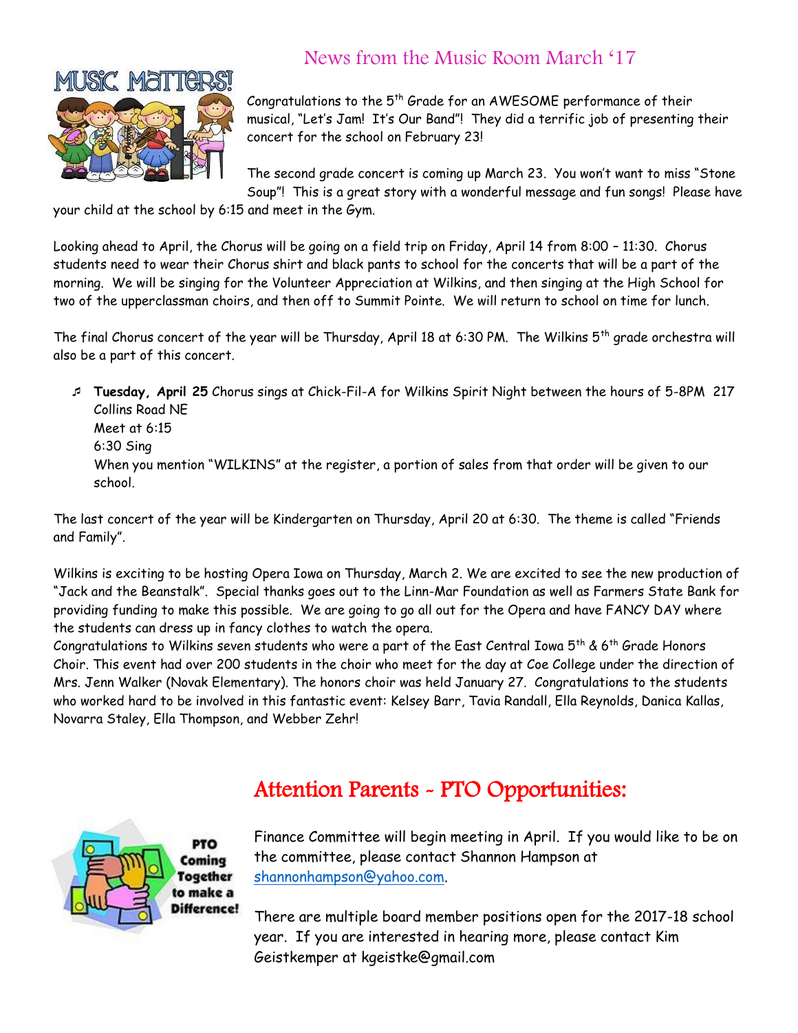## News from the Music Room March '17

Congratulations to the 5th Grade for an AWESOME performance of their musical, "Let's Jam! It's Our Band"! They did a terrific job of presenting their concert for the school on February 23!

The second grade concert is coming up March 23. You won't want to miss "Stone Soup"! This is a great story with a wonderful message and fun songs! Please have your child at the school by 6:15 and meet in the Gym.

Looking ahead to April, the Chorus will be going on a field trip on Friday, April 14 from 8:00 – 11:30. Chorus students need to wear their Chorus shirt and black pants to school for the concerts that will be a part of the morning. We will be singing for the Volunteer Appreciation at Wilkins, and then singing at the High School for two of the upperclassman choirs, and then off to Summit Pointe. We will return to school on time for lunch.

The final Chorus concert of the year will be Thursday, April 18 at 6:30 PM. The Wilkins 5th grade orchestra will also be a part of this concert.

- **Tuesday, April 25** Chorus sings at Chick-Fil-A for Wilkins Spirit Night between the hours of 5-8PM 217 Collins Road NE
  Meet at 6:15
  6:30 Sing
  When you mention "WILKINS" at the register, a portion of sales from that order will be given to our school.

The last concert of the year will be Kindergarten on Thursday, April 20 at 6:30. The theme is called "Friends and Family".

Wilkins is exciting to be hosting Opera Iowa on Thursday, March 2. We are excited to see the new production of "Jack and the Beanstalk". Special thanks goes out to the Linn-Mar Foundation as well as Farmers State Bank for providing funding to make this possible. We are going to go all out for the Opera and have FANCY DAY where the students can dress up in fancy clothes to watch the opera.

Congratulations to Wilkins seven students who were a part of the East Central Iowa 5th & 6th Grade Honors Choir. This event had over 200 students in the choir who meet for the day at Coe College under the direction of Mrs. Jenn Walker (Novak Elementary). The honors choir was held January 27. Congratulations to the students who worked hard to be involved in this fantastic event: Kelsey Barr, Tavia Randall, Ella Reynolds, Danica Kallas, Novarra Staley, Ella Thompson, and Webber Zehr!

## Attention Parents - PTO Opportunities:

Finance Committee will begin meeting in April. If you would like to be on the committee, please contact Shannon Hampson at shannonhampson@yahoo.com.

There are multiple board member positions open for the 2017-18 school year. If you are interested in hearing more, please contact Kim Geistkemper at kgeistke@gmail.com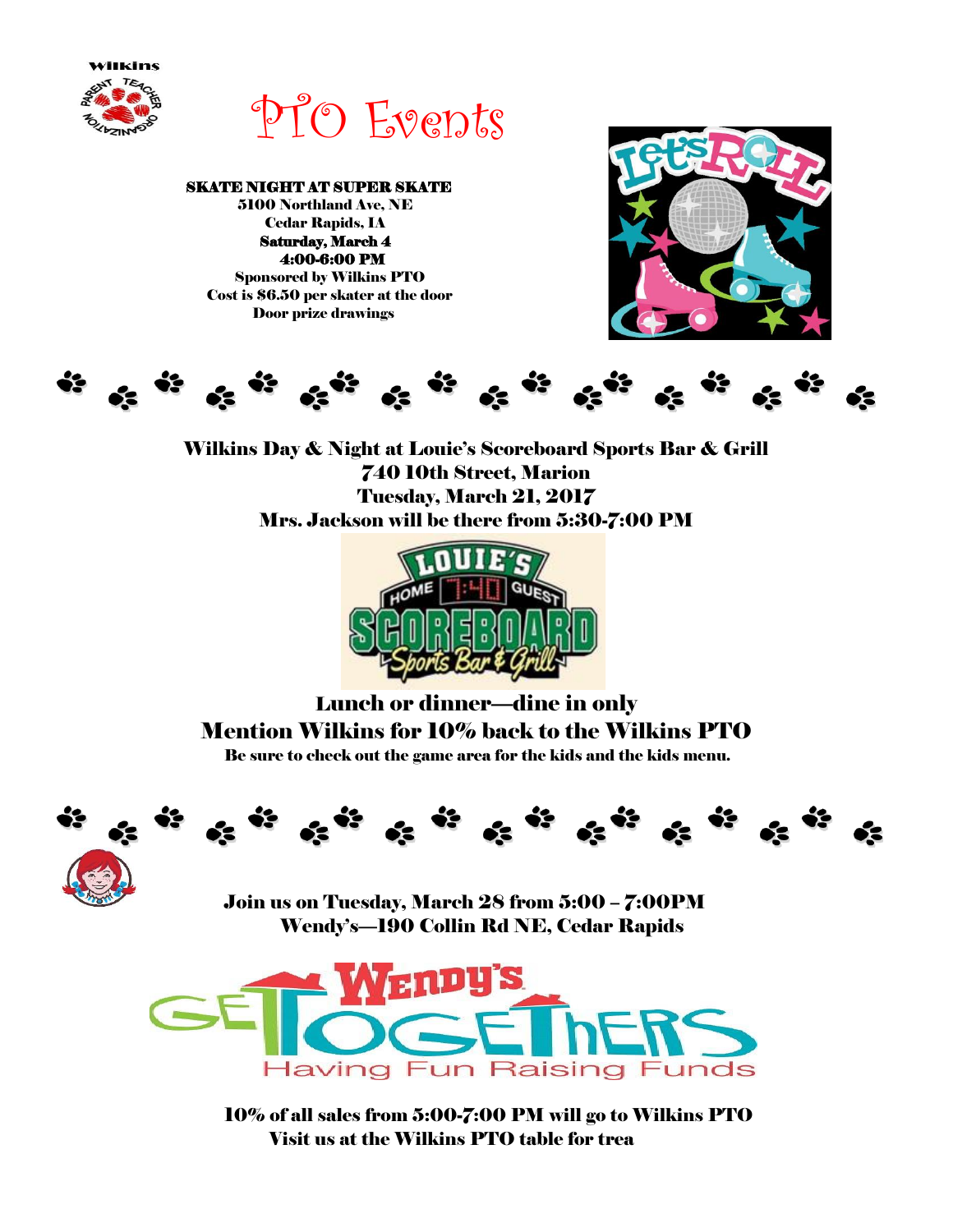# PTO Events

**SKATE NIGHT AT SUPER SKATE**
**5100 Northland Ave, NE**
**Cedar Rapids, IA**
**Saturday, March 4**
**4:00-6:00 PM**
**Sponsored by Wilkins PTO**
**Cost is $6.50 per skater at the door**
**Door prize drawings**

**Wilkins Day & Night at Louie's Scoreboard Sports Bar & Grill**
**740 10th Street, Marion**
**Tuesday, March 21, 2017**
**Mrs. Jackson will be there from 5:30-7:00 PM**

**Lunch or dinner—dine in only**
**Mention Wilkins for 10% back to the Wilkins PTO**
**Be sure to check out the game area for the kids and the kids menu.**

**Join us on Tuesday, March 28 from 5:00 – 7:00PM**
**Wendy's—190 Collin Rd NE, Cedar Rapids**

**10% of all sales from 5:00-7:00 PM will go to Wilkins PTO**
**Visit us at the Wilkins PTO table for trea**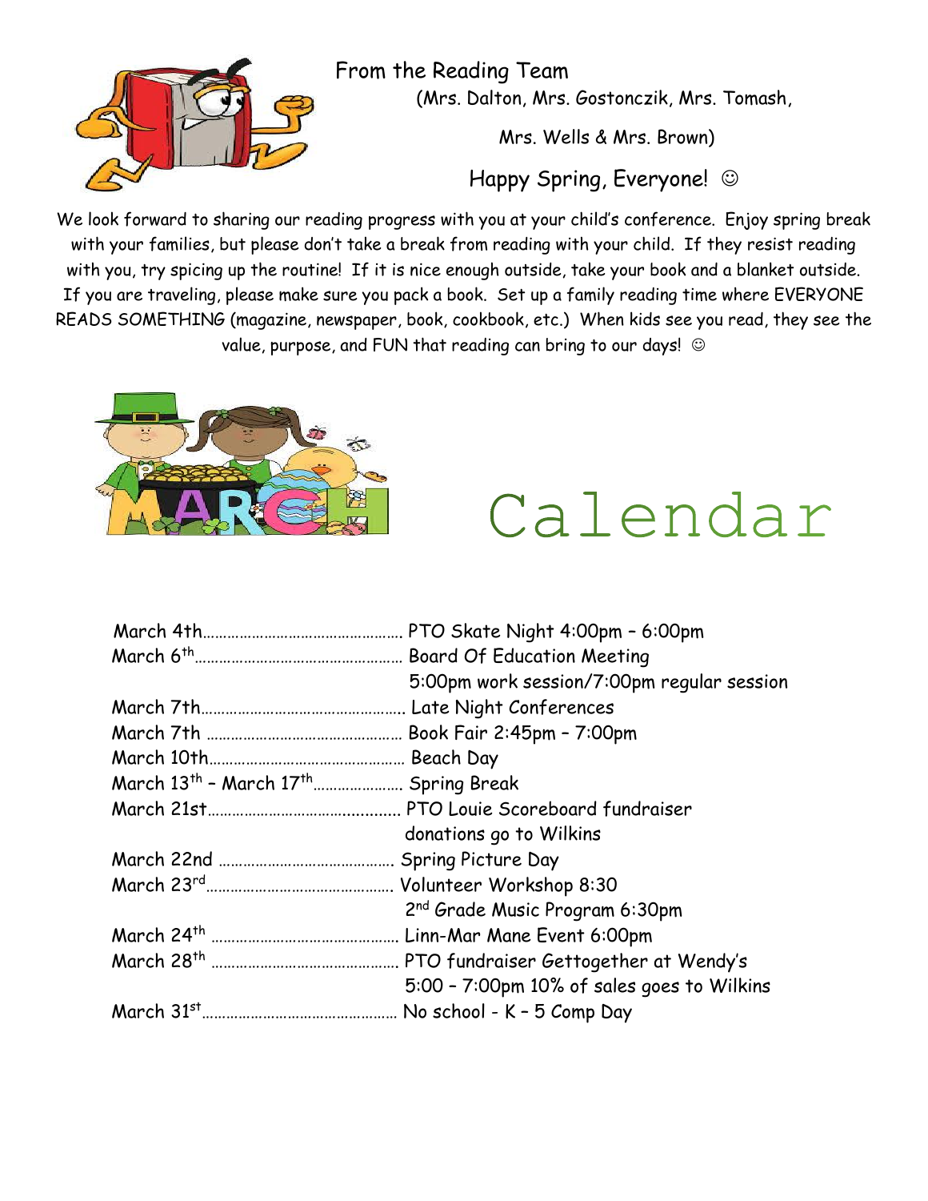## From the Reading Team

(Mrs. Dalton, Mrs. Gostonczik, Mrs. Tomash, Mrs. Wells & Mrs. Brown)

Happy Spring, Everyone! ☺

We look forward to sharing our reading progress with you at your child's conference. Enjoy spring break with your families, but please don't take a break from reading with your child. If they resist reading with you, try spicing up the routine! If it is nice enough outside, take your book and a blanket outside. If you are traveling, please make sure you pack a book. Set up a family reading time where EVERYONE READS SOMETHING (magazine, newspaper, book, cookbook, etc.) When kids see you read, they see the value, purpose, and FUN that reading can bring to our days! ☺

# Calendar

| Date | Event |
|---|---|
| March 4th | PTO Skate Night 4:00pm – 6:00pm |
| March 6th | Board Of Education Meeting 5:00pm work session/7:00pm regular session |
| March 7th | Late Night Conferences |
| March 7th | Book Fair 2:45pm – 7:00pm |
| March 10th | Beach Day |
| March 13th – March 17th | Spring Break |
| March 21st | PTO Louie Scoreboard fundraiser donations go to Wilkins |
| March 22nd | Spring Picture Day |
| March 23rd | Volunteer Workshop 8:30<br>2nd Grade Music Program 6:30pm |
| March 24th | Linn-Mar Mane Event 6:00pm |
| March 28th | PTO fundraiser Gettogether at Wendy's 5:00 – 7:00pm 10% of sales goes to Wilkins |
| March 31st | No school - K – 5 Comp Day |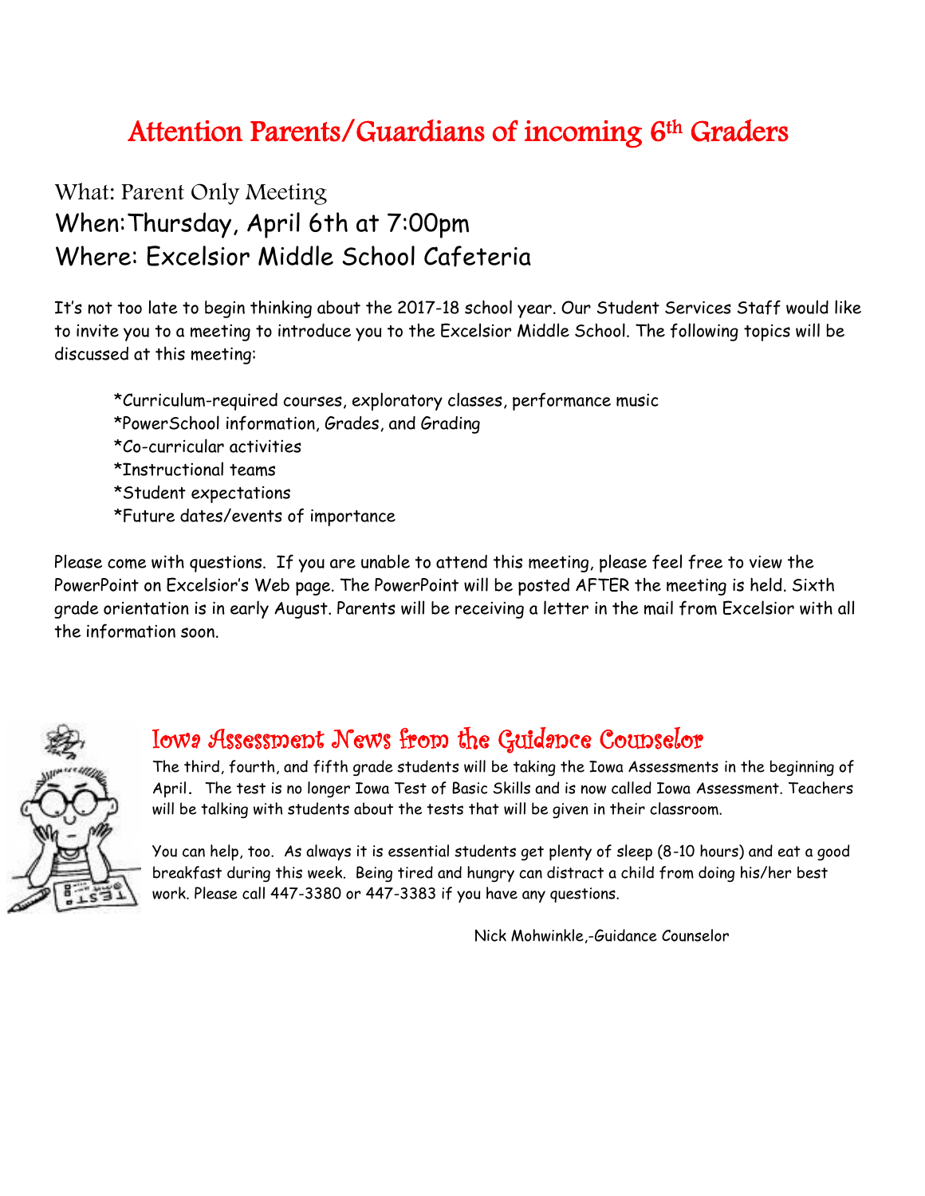# Attention Parents/Guardians of incoming 6th Graders

What: Parent Only Meeting
When:Thursday, April 6th at 7:00pm
Where: Excelsior Middle School Cafeteria

It's not too late to begin thinking about the 2017-18 school year. Our Student Services Staff would like to invite you to a meeting to introduce you to the Excelsior Middle School. The following topics will be discussed at this meeting:

*Curriculum-required courses, exploratory classes, performance music
*PowerSchool information, Grades, and Grading
*Co-curricular activities
*Instructional teams
*Student expectations
*Future dates/events of importance

Please come with questions. If you are unable to attend this meeting, please feel free to view the PowerPoint on Excelsior's Web page. The PowerPoint will be posted AFTER the meeting is held. Sixth grade orientation is in early August. Parents will be receiving a letter in the mail from Excelsior with all the information soon.

## Iowa Assessment News from the Guidance Counselor

The third, fourth, and fifth grade students will be taking the Iowa Assessments in the beginning of April. The test is no longer Iowa Test of Basic Skills and is now called Iowa Assessment. Teachers will be talking with students about the tests that will be given in their classroom.

You can help, too. As always it is essential students get plenty of sleep (8-10 hours) and eat a good breakfast during this week. Being tired and hungry can distract a child from doing his/her best work. Please call 447-3380 or 447-3383 if you have any questions.

Nick Mohwinkle,-Guidance Counselor